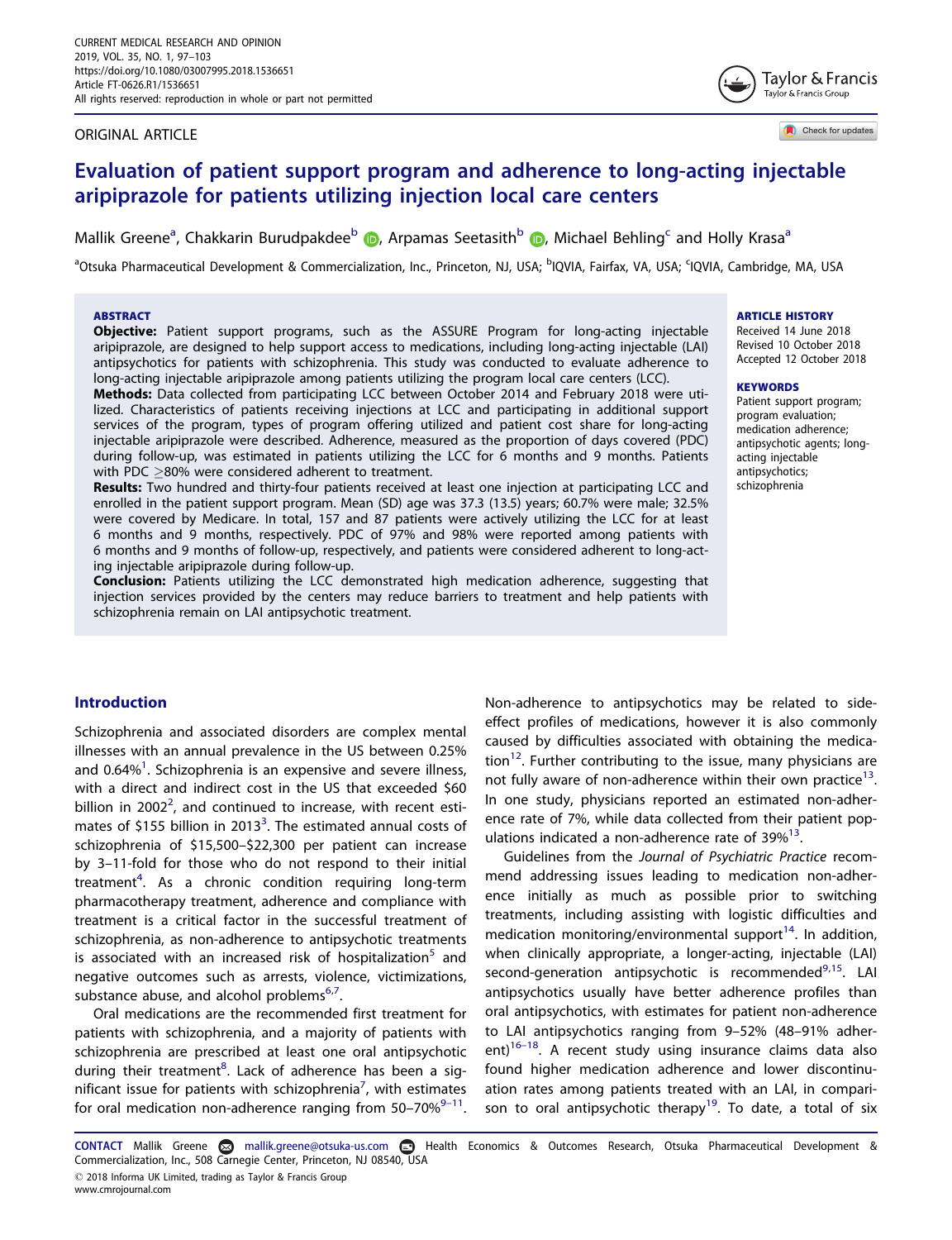ORIGINAL ARTICLE

# Evaluation of patient support program and adherence to long-acting injectable aripiprazole for patients utilizing injection local care centers

Mallik Greene[a], Chakkarin Burudpakdee[b], Arpamas Seetasith[b], Michael Behling[c] and Holly Krasa[a]

[a]Otsuka Pharmaceutical Development & Commercialization, Inc., Princeton, NJ, USA; [b]IQVIA, Fairfax, VA, USA; [c]IQVIA, Cambridge, MA, USA

## ABSTRACT

**Objective:** Patient support programs, such as the ASSURE Program for long-acting injectable aripiprazole, are designed to help support access to medications, including long-acting injectable (LAI) antipsychotics for patients with schizophrenia. This study was conducted to evaluate adherence to long-acting injectable aripiprazole among patients utilizing the program local care centers (LCC).

**Methods:** Data collected from participating LCC between October 2014 and February 2018 were utilized. Characteristics of patients receiving injections at LCC and participating in additional support services of the program, types of program offering utilized and patient cost share for long-acting injectable aripiprazole were described. Adherence, measured as the proportion of days covered (PDC) during follow-up, was estimated in patients utilizing the LCC for 6 months and 9 months. Patients with PDC ≥80% were considered adherent to treatment.

**Results:** Two hundred and thirty-four patients received at least one injection at participating LCC and enrolled in the patient support program. Mean (SD) age was 37.3 (13.5) years; 60.7% were male; 32.5% were covered by Medicare. In total, 157 and 87 patients were actively utilizing the LCC for at least 6 months and 9 months, respectively. PDC of 97% and 98% were reported among patients with 6 months and 9 months of follow-up, respectively, and patients were considered adherent to long-acting injectable aripiprazole during follow-up.

**Conclusion:** Patients utilizing the LCC demonstrated high medication adherence, suggesting that injection services provided by the centers may reduce barriers to treatment and help patients with schizophrenia remain on LAI antipsychotic treatment.

**ARTICLE HISTORY**
Received 14 June 2018
Revised 10 October 2018
Accepted 12 October 2018

**KEYWORDS**
Patient support program; program evaluation; medication adherence; antipsychotic agents; long-acting injectable antipsychotics; schizophrenia

## Introduction

Schizophrenia and associated disorders are complex mental illnesses with an annual prevalence in the US between 0.25% and 0.64%[1]. Schizophrenia is an expensive and severe illness, with a direct and indirect cost in the US that exceeded $60 billion in 2002[2], and continued to increase, with recent estimates of $155 billion in 2013[3]. The estimated annual costs of schizophrenia of $15,500–$22,300 per patient can increase by 3–11-fold for those who do not respond to their initial treatment[4]. As a chronic condition requiring long-term pharmacotherapy treatment, adherence and compliance with treatment is a critical factor in the successful treatment of schizophrenia, as non-adherence to antipsychotic treatments is associated with an increased risk of hospitalization[5] and negative outcomes such as arrests, violence, victimizations, substance abuse, and alcohol problems[6,7].

Oral medications are the recommended first treatment for patients with schizophrenia, and a majority of patients with schizophrenia are prescribed at least one oral antipsychotic during their treatment[8]. Lack of adherence has been a significant issue for patients with schizophrenia[7], with estimates for oral medication non-adherence ranging from 50–70%[9–11].

Non-adherence to antipsychotics may be related to side-effect profiles of medications, however it is also commonly caused by difficulties associated with obtaining the medication[12]. Further contributing to the issue, many physicians are not fully aware of non-adherence within their own practice[13]. In one study, physicians reported an estimated non-adherence rate of 7%, while data collected from their patient populations indicated a non-adherence rate of 39%[13].

Guidelines from the *Journal of Psychiatric Practice* recommend addressing issues leading to medication non-adherence initially as much as possible prior to switching treatments, including assisting with logistic difficulties and medication monitoring/environmental support[14]. In addition, when clinically appropriate, a longer-acting, injectable (LAI) second-generation antipsychotic is recommended[9,15]. LAI antipsychotics usually have better adherence profiles than oral antipsychotics, with estimates for patient non-adherence to LAI antipsychotics ranging from 9–52% (48–91% adherent)[16–18]. A recent study using insurance claims data also found higher medication adherence and lower discontinuation rates among patients treated with an LAI, in comparison to oral antipsychotic therapy[19]. To date, a total of six

CONTACT Mallik Greene mallik.greene@otsuka-us.com Health Economics & Outcomes Research, Otsuka Pharmaceutical Development & Commercialization, Inc., 508 Carnegie Center, Princeton, NJ 08540, USA

© 2018 Informa UK Limited, trading as Taylor & Francis Group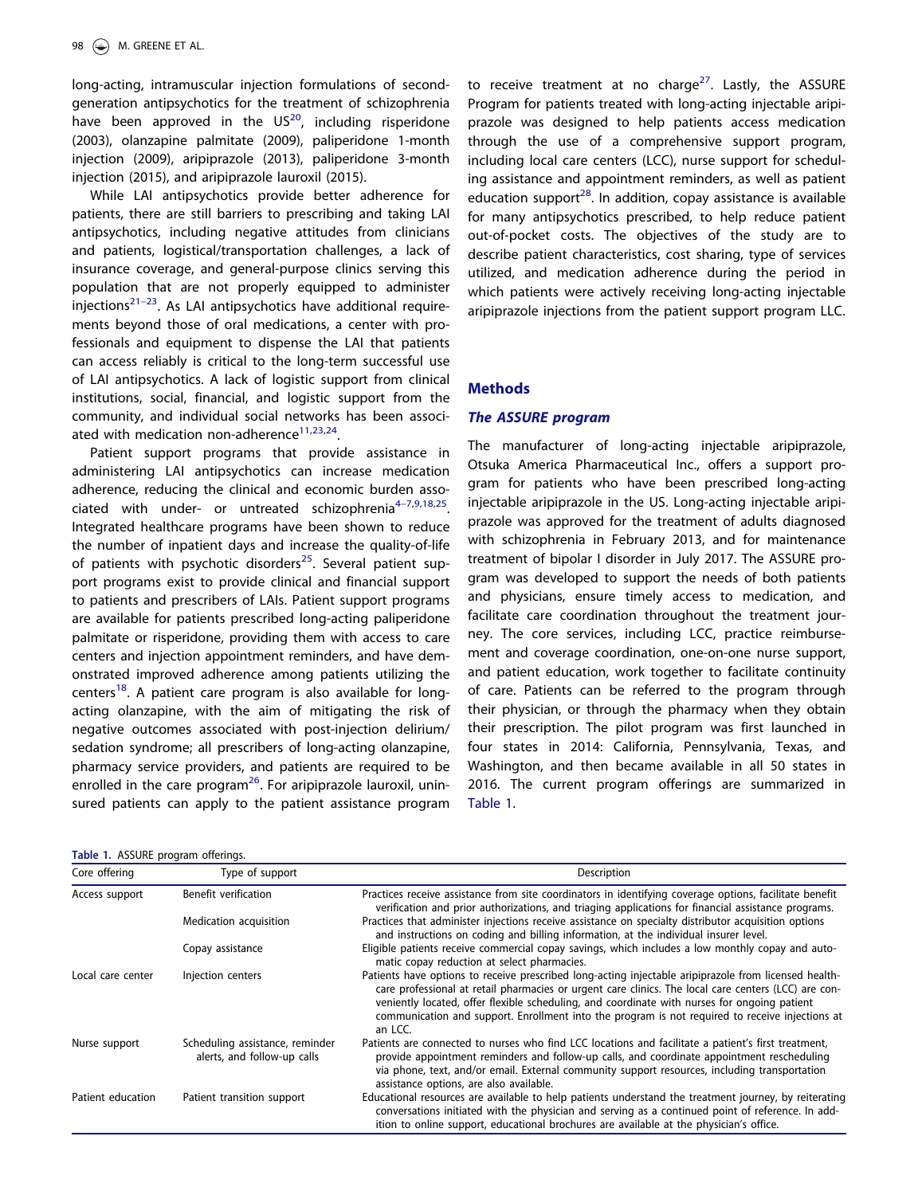long-acting, intramuscular injection formulations of second-generation antipsychotics for the treatment of schizophrenia have been approved in the US[20], including risperidone (2003), olanzapine palmitate (2009), paliperidone 1-month injection (2009), aripiprazole (2013), paliperidone 3-month injection (2015), and aripiprazole lauroxil (2015).

While LAI antipsychotics provide better adherence for patients, there are still barriers to prescribing and taking LAI antipsychotics, including negative attitudes from clinicians and patients, logistical/transportation challenges, a lack of insurance coverage, and general-purpose clinics serving this population that are not properly equipped to administer injections[21–23]. As LAI antipsychotics have additional requirements beyond those of oral medications, a center with professionals and equipment to dispense the LAI that patients can access reliably is critical to the long-term successful use of LAI antipsychotics. A lack of logistic support from clinical institutions, social, financial, and logistic support from the community, and individual social networks has been associated with medication non-adherence[11,23,24].

Patient support programs that provide assistance in administering LAI antipsychotics can increase medication adherence, reducing the clinical and economic burden associated with under- or untreated schizophrenia[4–7,9,18,25]. Integrated healthcare programs have been shown to reduce the number of inpatient days and increase the quality-of-life of patients with psychotic disorders[25]. Several patient support programs exist to provide clinical and financial support to patients and prescribers of LAIs. Patient support programs are available for patients prescribed long-acting paliperidone palmitate or risperidone, providing them with access to care centers and injection appointment reminders, and have demonstrated improved adherence among patients utilizing the centers[18]. A patient care program is also available for long-acting olanzapine, with the aim of mitigating the risk of negative outcomes associated with post-injection delirium/sedation syndrome; all prescribers of long-acting olanzapine, pharmacy service providers, and patients are required to be enrolled in the care program[26]. For aripiprazole lauroxil, uninsured patients can apply to the patient assistance program to receive treatment at no charge[27]. Lastly, the ASSURE Program for patients treated with long-acting injectable aripiprazole was designed to help patients access medication including the use of a comprehensive support program, including local care centers (LCC), nurse support for scheduling assistance and appointment reminders, as well as patient education support[28]. In addition, copay assistance is available for many antipsychotics prescribed, to help reduce patient out-of-pocket costs. The objectives of the study are to describe patient characteristics, cost sharing, type of services utilized, and medication adherence during the period in which patients were actively receiving long-acting injectable aripiprazole injections from the patient support program LLC.

## Methods

### *The ASSURE program*

The manufacturer of long-acting injectable aripiprazole, Otsuka America Pharmaceutical Inc., offers a support program for patients who have been prescribed long-acting injectable aripiprazole in the US. Long-acting injectable aripiprazole was approved for the treatment of adults diagnosed with schizophrenia in February 2013, and for maintenance treatment of bipolar I disorder in July 2017. The ASSURE program was developed to support the needs of both patients and physicians, ensure timely access to medication, and facilitate care coordination throughout the treatment journey. The core services, including LCC, practice reimbursement and coverage coordination, one-on-one nurse support, and patient education, work together to facilitate continuity of care. Patients can be referred to the program through their physician, or through the pharmacy when they obtain their prescription. The pilot program was first launched in four states in 2014: California, Pennsylvania, Texas, and Washington, and then became available in all 50 states in 2016. The current program offerings are summarized in Table 1.

**Table 1.** ASSURE program offerings.

| Core offering | Type of support | Description |
|---|---|---|
| Access support | Benefit verification | Practices receive assistance from site coordinators in identifying coverage options, facilitate benefit verification and prior authorizations, and triaging applications for financial assistance programs. |
| | Medication acquisition | Practices that administer injections receive assistance on specialty distributor acquisition options and instructions on coding and billing information, at the individual insurer level. |
| | Copay assistance | Eligible patients receive commercial copay savings, which includes a low monthly copay and automatic copay reduction at select pharmacies. |
| Local care center | Injection centers | Patients have options to receive prescribed long-acting injectable aripiprazole from licensed healthcare professional at retail pharmacies or urgent care clinics. The local care centers (LCC) are conveniently located, offer flexible scheduling, and coordinate with nurses for ongoing patient communication and support. Enrollment into the program is not required to receive injections at an LCC. |
| Nurse support | Scheduling assistance, reminder alerts, and follow-up calls | Patients are connected to nurses who find LCC locations and facilitate a patient's first treatment, provide appointment reminders and follow-up calls, and coordinate appointment rescheduling via phone, text, and/or email. External community support resources, including transportation assistance options, are also available. |
| Patient education | Patient transition support | Educational resources are available to help patients understand the treatment journey, by reiterating conversations initiated with the physician and serving as a continued point of reference. In addition to online support, educational brochures are available at the physician's office. |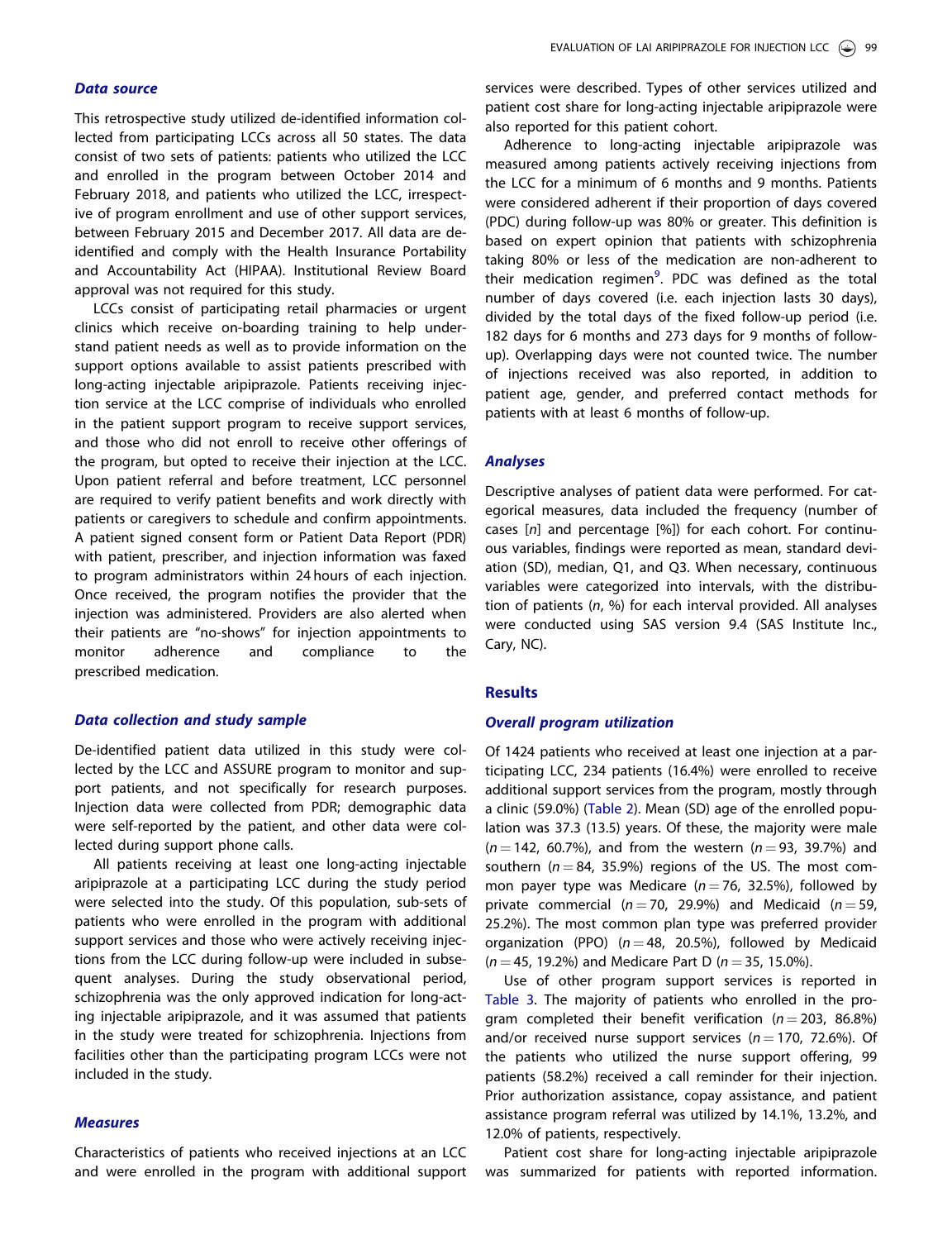### Data source

This retrospective study utilized de-identified information collected from participating LCCs across all 50 states. The data consist of two sets of patients: patients who utilized the LCC and enrolled in the program between October 2014 and February 2018, and patients who utilized the LCC, irrespective of program enrollment and use of other support services, between February 2015 and December 2017. All data are de-identified and comply with the Health Insurance Portability and Accountability Act (HIPAA). Institutional Review Board approval was not required for this study.

LCCs consist of participating retail pharmacies or urgent clinics which receive on-boarding training to help understand patient needs as well as to provide information on the support options available to assist patients prescribed with long-acting injectable aripiprazole. Patients receiving injection service at the LCC comprise of individuals who enrolled in the patient support program to receive support services, and those who did not enroll to receive other offerings of the program, but opted to receive their injection at the LCC. Upon patient referral and before treatment, LCC personnel are required to verify patient benefits and work directly with patients or caregivers to schedule and confirm appointments. A patient signed consent form or Patient Data Report (PDR) with patient, prescriber, and injection information was faxed to program administrators within 24 hours of each injection. Once received, the program notifies the provider that the injection was administered. Providers are also alerted when their patients are "no-shows" for injection appointments to monitor adherence and compliance to the prescribed medication.

### Data collection and study sample

De-identified patient data utilized in this study were collected by the LCC and ASSURE program to monitor and support patients, and not specifically for research purposes. Injection data were collected from PDR; demographic data were self-reported by the patient, and other data were collected during support phone calls.

All patients receiving at least one long-acting injectable aripiprazole at a participating LCC during the study period were selected into the study. Of this population, sub-sets of patients who were enrolled in the program with additional support services and those who were actively receiving injections from the LCC during follow-up were included in subsequent analyses. During the study observational period, schizophrenia was the only approved indication for long-acting injectable aripiprazole, and it was assumed that patients in the study were treated for schizophrenia. Injections from facilities other than the participating program LCCs were not included in the study.

### Measures

Characteristics of patients who received injections at an LCC and were enrolled in the program with additional support services were described. Types of other services utilized and patient cost share for long-acting injectable aripiprazole were also reported for this patient cohort.

Adherence to long-acting injectable aripiprazole was measured among patients actively receiving injections from the LCC for a minimum of 6 months and 9 months. Patients were considered adherent if their proportion of days covered (PDC) during follow-up was 80% or greater. This definition is based on expert opinion that patients with schizophrenia taking 80% or less of the medication are non-adherent to their medication regimen[9]. PDC was defined as the total number of days covered (i.e. each injection lasts 30 days), divided by the total days of the fixed follow-up period (i.e. 182 days for 6 months and 273 days for 9 months of follow-up). Overlapping days were not counted twice. The number of injections received was also reported, in addition to patient age, gender, and preferred contact methods for patients with at least 6 months of follow-up.

### Analyses

Descriptive analyses of patient data were performed. For categorical measures, data included the frequency (number of cases [*n*] and percentage [%]) for each cohort. For continuous variables, findings were reported as mean, standard deviation (SD), median, Q1, and Q3. When necessary, continuous variables were categorized into intervals, with the distribution of patients (*n*, %) for each interval provided. All analyses were conducted using SAS version 9.4 (SAS Institute Inc., Cary, NC).

## Results

### Overall program utilization

Of 1424 patients who received at least one injection at a participating LCC, 234 patients (16.4%) were enrolled to receive additional support services from the program, mostly through a clinic (59.0%) (Table 2). Mean (SD) age of the enrolled population was 37.3 (13.5) years. Of these, the majority were male ($n = 142$, 60.7%), and from the western ($n = 93$, 39.7%) and southern ($n = 84$, 35.9%) regions of the US. The most common payer type was Medicare ($n = 76$, 32.5%), followed by private commercial ($n = 70$, 29.9%) and Medicaid ($n = 59$, 25.2%). The most common plan type was preferred provider organization (PPO) ($n = 48$, 20.5%), followed by Medicaid ($n = 45$, 19.2%) and Medicare Part D ($n = 35$, 15.0%).

Use of other program support services is reported in Table 3. The majority of patients who enrolled in the program completed their benefit verification ($n = 203$, 86.8%) and/or received nurse support services ($n = 170$, 72.6%). Of the patients who utilized the nurse support offering, 99 patients (58.2%) received a call reminder for their injection. Prior authorization assistance, copay assistance, and patient assistance program referral was utilized by 14.1%, 13.2%, and 12.0% of patients, respectively.

Patient cost share for long-acting injectable aripiprazole was summarized for patients with reported information.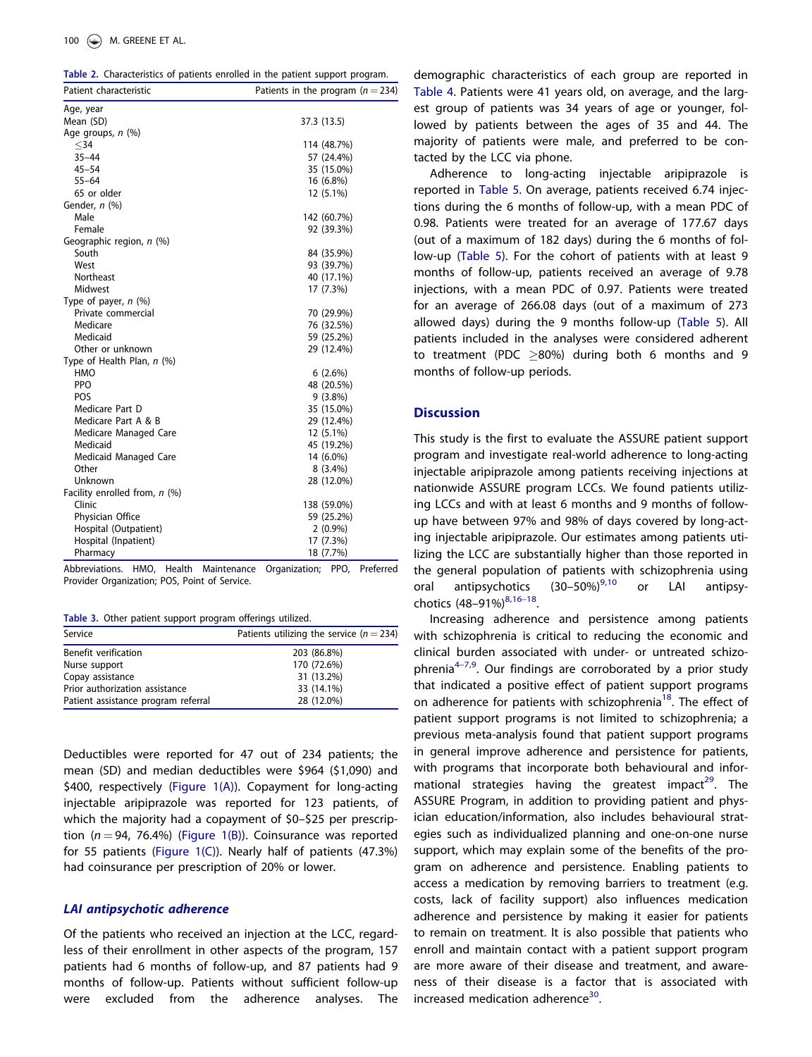**Table 2.** Characteristics of patients enrolled in the patient support program.

| Patient characteristic | Patients in the program (n = 234) |
|---|---|
| Age, year | |
| Mean (SD) | 37.3 (13.5) |
| Age groups, n (%) | |
| ≤34 | 114 (48.7%) |
| 35–44 | 57 (24.4%) |
| 45–54 | 35 (15.0%) |
| 55–64 | 16 (6.8%) |
| 65 or older | 12 (5.1%) |
| Gender, n (%) | |
| Male | 142 (60.7%) |
| Female | 92 (39.3%) |
| Geographic region, n (%) | |
| South | 84 (35.9%) |
| West | 93 (39.7%) |
| Northeast | 40 (17.1%) |
| Midwest | 17 (7.3%) |
| Type of payer, n (%) | |
| Private commercial | 70 (29.9%) |
| Medicare | 76 (32.5%) |
| Medicaid | 59 (25.2%) |
| Other or unknown | 29 (12.4%) |
| Type of Health Plan, n (%) | |
| HMO | 6 (2.6%) |
| PPO | 48 (20.5%) |
| POS | 9 (3.8%) |
| Medicare Part D | 35 (15.0%) |
| Medicare Part A & B | 29 (12.4%) |
| Medicare Managed Care | 12 (5.1%) |
| Medicaid | 45 (19.2%) |
| Medicaid Managed Care | 14 (6.0%) |
| Other | 8 (3.4%) |
| Unknown | 28 (12.0%) |
| Facility enrolled from, n (%) | |
| Clinic | 138 (59.0%) |
| Physician Office | 59 (25.2%) |
| Hospital (Outpatient) | 2 (0.9%) |
| Hospital (Inpatient) | 17 (7.3%) |
| Pharmacy | 18 (7.7%) |

Abbreviations. HMO, Health Maintenance Organization; PPO, Preferred Provider Organization; POS, Point of Service.

**Table 3.** Other patient support program offerings utilized.

| Service | Patients utilizing the service (n = 234) |
|---|---|
| Benefit verification | 203 (86.8%) |
| Nurse support | 170 (72.6%) |
| Copay assistance | 31 (13.2%) |
| Prior authorization assistance | 33 (14.1%) |
| Patient assistance program referral | 28 (12.0%) |

Deductibles were reported for 47 out of 234 patients; the mean (SD) and median deductibles were \$964 (\$1,090) and \$400, respectively (Figure 1(A)). Copayment for long-acting injectable aripiprazole was reported for 123 patients, of which the majority had a copayment of \$0–\$25 per prescription (n = 94, 76.4%) (Figure 1(B)). Coinsurance was reported for 55 patients (Figure 1(C)). Nearly half of patients (47.3%) had coinsurance per prescription of 20% or lower.

### *LAI antipsychotic adherence*

Of the patients who received an injection at the LCC, regardless of their enrollment in other aspects of the program, 157 patients had 6 months of follow-up, and 87 patients had 9 months of follow-up. Patients without sufficient follow-up were excluded from the adherence analyses. The demographic characteristics of each group are reported in Table 4. Patients were 41 years old, on average, and the largest group of patients was 34 years of age or younger, followed by patients between the ages of 35 and 44. The majority of patients were male, and preferred to be contacted by the LCC via phone.

Adherence to long-acting injectable aripiprazole is reported in Table 5. On average, patients received 6.74 injections during the 6 months of follow-up, with a mean PDC of 0.98. Patients were treated for an average of 177.67 days (out of a maximum of 182 days) during the 6 months of follow-up (Table 5). For the cohort of patients with at least 9 months of follow-up, patients received an average of 9.78 injections, with a mean PDC of 0.97. Patients were treated for an average of 266.08 days (out of a maximum of 273 allowed days) during the 9 months follow-up (Table 5). All patients included in the analyses were considered adherent to treatment (PDC ≥80%) during both 6 months and 9 months of follow-up periods.

## Discussion

This study is the first to evaluate the ASSURE patient support program and investigate real-world adherence to long-acting injectable aripiprazole among patients receiving injections at nationwide ASSURE program LCCs. We found patients utilizing LCCs and with at least 6 months and 9 months of follow-up have between 97% and 98% of days covered by long-acting injectable aripiprazole. Our estimates among patients utilizing the LCC are substantially higher than those reported in the general population of patients with schizophrenia using oral antipsychotics (30–50%)[9,10] or LAI antipsychotics (48–91%)[8,16–18].

Increasing adherence and persistence among patients with schizophrenia is critical to reducing the economic and clinical burden associated with under- or untreated schizophrenia[4–7,9]. Our findings are corroborated by a prior study that indicated a positive effect of patient support programs on adherence for patients with schizophrenia[18]. The effect of patient support programs is not limited to schizophrenia; a previous meta-analysis found that patient support programs in general improve adherence and persistence for patients, with programs that incorporate both behavioural and informational strategies having the greatest impact[29]. The ASSURE Program, in addition to providing patient and physician education/information, also includes behavioural strategies such as individualized planning and one-on-one nurse support, which may explain some of the benefits of the program on adherence and persistence. Enabling patients to access a medication by removing barriers to treatment (e.g. costs, lack of facility support) also influences medication adherence and persistence by making it easier for patients to remain on treatment. It is also possible that patients who enroll and maintain contact with a patient support program are more aware of their disease and treatment, and awareness of their disease is a factor that is associated with increased medication adherence[30].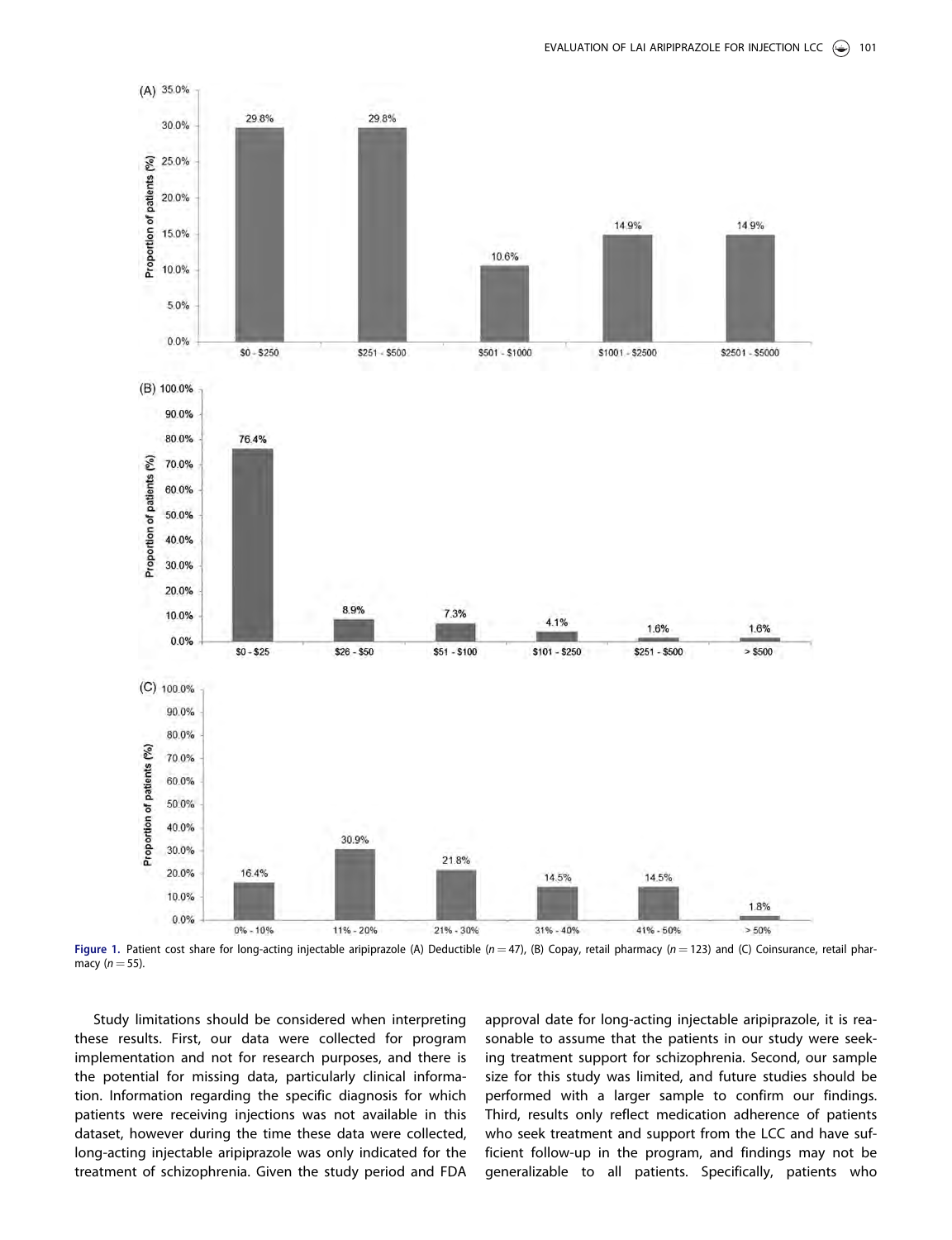**Figure 1.** Patient cost share for long-acting injectable aripiprazole (A) Deductible ($n = 47$), (B) Copay, retail pharmacy ($n = 123$) and (C) Coinsurance, retail pharmacy ($n = 55$).

Study limitations should be considered when interpreting these results. First, our data were collected for program implementation and not for research purposes, and there is the potential for missing data, particularly clinical information. Information regarding the specific diagnosis for which patients were receiving injections was not available in this dataset, however during the time these data were collected, long-acting injectable aripiprazole was only indicated for the treatment of schizophrenia. Given the study period and FDA approval date for long-acting injectable aripiprazole, it is reasonable to assume that the patients in our study were seeking treatment support for schizophrenia. Second, our sample size for this study was limited, and future studies should be performed with a larger sample to confirm our findings. Third, results only reflect medication adherence of patients who seek treatment and support from the LCC and have sufficient follow-up in the program, and findings may not be generalizable to all patients. Specifically, patients who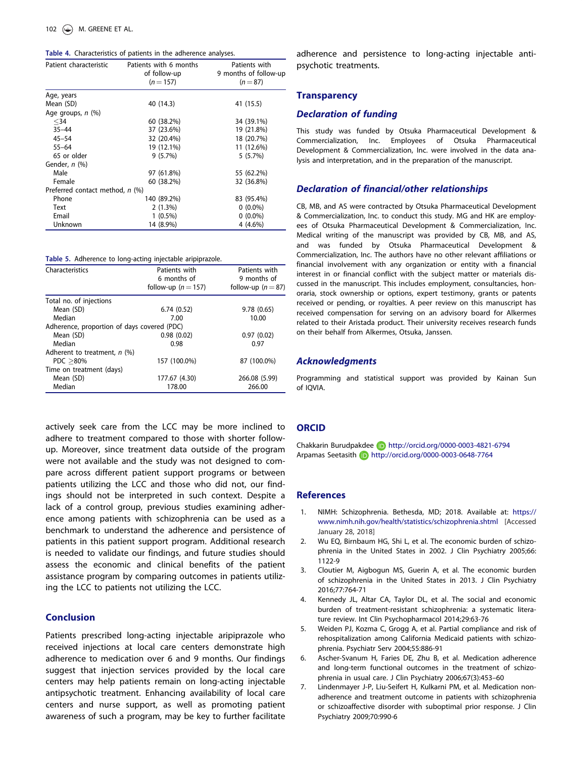**Table 4.** Characteristics of patients in the adherence analyses.

| Patient characteristic | Patients with 6 months of follow-up ($n = 157$) | Patients with 9 months of follow-up ($n = 87$) |
|---|---|---|
| Age, years | | |
| Mean (SD) | 40 (14.3) | 41 (15.5) |
| Age groups, n (%) | | |
| ≤34 | 60 (38.2%) | 34 (39.1%) |
| 35–44 | 37 (23.6%) | 19 (21.8%) |
| 45–54 | 32 (20.4%) | 18 (20.7%) |
| 55–64 | 19 (12.1%) | 11 (12.6%) |
| 65 or older | 9 (5.7%) | 5 (5.7%) |
| Gender, n (%) | | |
| Male | 97 (61.8%) | 55 (62.2%) |
| Female | 60 (38.2%) | 32 (36.8%) |
| Preferred contact method, n (%) | | |
| Phone | 140 (89.2%) | 83 (95.4%) |
| Text | 2 (1.3%) | 0 (0.0%) |
| Email | 1 (0.5%) | 0 (0.0%) |
| Unknown | 14 (8.9%) | 4 (4.6%) |

**Table 5.** Adherence to long-acting injectable aripiprazole.

| Characteristics | Patients with 6 months of follow-up ($n = 157$) | Patients with 9 months of follow-up ($n = 87$) |
|---|---|---|
| Total no. of injections | | |
| Mean (SD) | 6.74 (0.52) | 9.78 (0.65) |
| Median | 7.00 | 10.00 |
| Adherence, proportion of days covered (PDC) | | |
| Mean (SD) | 0.98 (0.02) | 0.97 (0.02) |
| Median | 0.98 | 0.97 |
| Adherent to treatment, n (%) | | |
| PDC ≥80% | 157 (100.0%) | 87 (100.0%) |
| Time on treatment (days) | | |
| Mean (SD) | 177.67 (4.30) | 266.08 (5.99) |
| Median | 178.00 | 266.00 |

actively seek care from the LCC may be more inclined to adhere to treatment compared to those with shorter follow-up. Moreover, since treatment data outside of the program were not available and the study was not designed to compare across different patient support programs or between patients utilizing the LCC and those who did not, our findings should not be interpreted in such context. Despite a lack of a control group, previous studies examining adherence among patients with schizophrenia can be used as a benchmark to understand the adherence and persistence of patients in this patient support program. Additional research is needed to validate our findings, and future studies should assess the economic and clinical benefits of the patient assistance program by comparing outcomes in patients utilizing the LCC to patients not utilizing the LCC.

## Conclusion

Patients prescribed long-acting injectable aripiprazole who received injections at local care centers demonstrate high adherence to medication over 6 and 9 months. Our findings suggest that injection services provided by the local care centers may help patients remain on long-acting injectable antipsychotic treatment. Enhancing availability of local care centers and nurse support, as well as promoting patient awareness of such a program, may be key to further facilitate adherence and persistence to long-acting injectable antipsychotic treatments.

## Transparency

### *Declaration of funding*

This study was funded by Otsuka Pharmaceutical Development & Commercialization, Inc. Employees of Otsuka Pharmaceutical Development & Commercialization, Inc. were involved in the data analysis and interpretation, and in the preparation of the manuscript.

### *Declaration of financial/other relationships*

CB, MB, and AS were contracted by Otsuka Pharmaceutical Development & Commercialization, Inc. to conduct this study. MG and HK are employees of Otsuka Pharmaceutical Development & Commercialization, Inc. Medical writing of the manuscript was provided by CB, MB, and AS, and was funded by Otsuka Pharmaceutical Development & Commercialization, Inc. The authors have no other relevant affiliations or financial involvement with any organization or entity with a financial interest in or financial conflict with the subject matter or materials discussed in the manuscript. This includes employment, consultancies, honoraria, stock ownership or options, expert testimony, grants or patents received or pending, or royalties. A peer review on this manuscript has received compensation for serving on an advisory board for Alkermes related to their Aristada product. Their university receives research funds on their behalf from Alkermes, Otsuka, Janssen.

### *Acknowledgments*

Programming and statistical support was provided by Kainan Sun of IQVIA.

## ORCID

Chakkarin Burudpakdee http://orcid.org/0000-0003-4821-6794
Arpamas Seetasith http://orcid.org/0000-0003-0648-7764

## References

1. NIMH: Schizophrenia. Bethesda, MD; 2018. Available at: https://www.nimh.nih.gov/health/statistics/schizophrenia.shtml [Accessed January 28, 2018]
2. Wu EQ, Birnbaum HG, Shi L, et al. The economic burden of schizophrenia in the United States in 2002. J Clin Psychiatry 2005;66:1122-9
3. Cloutier M, Aigbogun MS, Guerin A, et al. The economic burden of schizophrenia in the United States in 2013. J Clin Psychiatry 2016;77:764-71
4. Kennedy JL, Altar CA, Taylor DL, et al. The social and economic burden of treatment-resistant schizophrenia: a systematic literature review. Int Clin Psychopharmacol 2014;29:63-76
5. Weiden PJ, Kozma C, Grogg A, et al. Partial compliance and risk of rehospitalization among California Medicaid patients with schizophrenia. Psychiatr Serv 2004;55:886-91
6. Ascher-Svanum H, Faries DE, Zhu B, et al. Medication adherence and long-term functional outcomes in the treatment of schizophrenia in usual care. J Clin Psychiatry 2006;67(3):453–60
7. Lindenmayer J-P, Liu-Seifert H, Kulkarni PM, et al. Medication nonadherence and treatment outcome in patients with schizophrenia or schizoaffective disorder with suboptimal prior response. J Clin Psychiatry 2009;70:990-6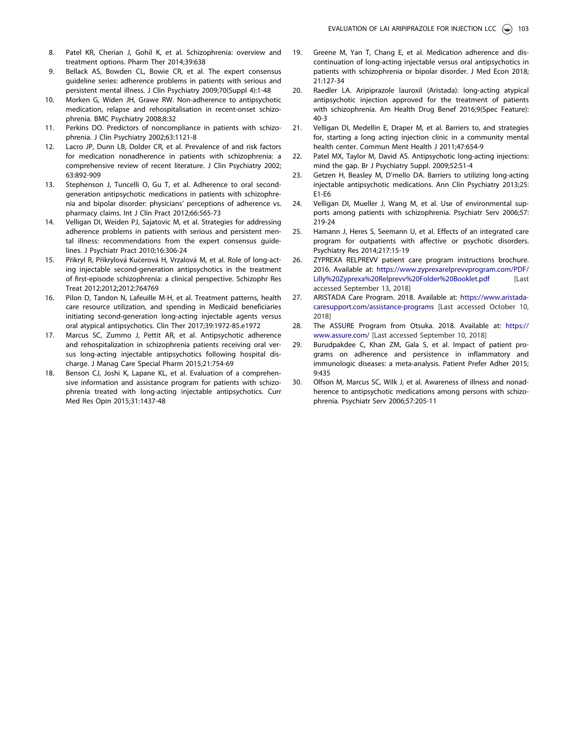8. Patel KR, Cherian J, Gohil K, et al. Schizophrenia: overview and treatment options. Pharm Ther 2014;39:638
9. Bellack AS, Bowden CL, Bowie CR, et al. The expert consensus guideline series: adherence problems in patients with serious and persistent mental illness. J Clin Psychiatry 2009;70(Suppl 4):1-48
10. Morken G, Widen JH, Grawe RW. Non-adherence to antipsychotic medication, relapse and rehospitalisation in recent-onset schizophrenia. BMC Psychiatry 2008;8:32
11. Perkins DO. Predictors of noncompliance in patients with schizophrenia. J Clin Psychiatry 2002;63:1121-8
12. Lacro JP, Dunn LB, Dolder CR, et al. Prevalence of and risk factors for medication nonadherence in patients with schizophrenia: a comprehensive review of recent literature. J Clin Psychiatry 2002; 63:892-909
13. Stephenson J, Tuncelli O, Gu T, et al. Adherence to oral second-generation antipsychotic medications in patients with schizophrenia and bipolar disorder: physicians' perceptions of adherence vs. pharmacy claims. Int J Clin Pract 2012;66:565-73
14. Velligan DI, Weiden PJ, Sajatovic M, et al. Strategies for addressing adherence problems in patients with serious and persistent mental illness: recommendations from the expert consensus guidelines. J Psychiatr Pract 2010;16:306-24
15. Přikryl R, Přikrylová Kučerová H, Vrzalová M, et al. Role of long-acting injectable second-generation antipsychotics in the treatment of first-episode schizophrenia: a clinical perspective. Schizophr Res Treat 2012;2012;2012:764769
16. Pilon D, Tandon N, Lafeuille M-H, et al. Treatment patterns, health care resource utilization, and spending in Medicaid beneficiaries initiating second-generation long-acting injectable agents versus oral atypical antipsychotics. Clin Ther 2017;39:1972-85.e1972
17. Marcus SC, Zummo J, Pettit AR, et al. Antipsychotic adherence and rehospitalization in schizophrenia patients receiving oral versus long-acting injectable antipsychotics following hospital discharge. J Manag Care Special Pharm 2015;21:754-69
18. Benson CJ, Joshi K, Lapane KL, et al. Evaluation of a comprehensive information and assistance program for patients with schizophrenia treated with long-acting injectable antipsychotics. Curr Med Res Opin 2015;31:1437-48
19. Greene M, Yan T, Chang E, et al. Medication adherence and discontinuation of long-acting injectable versus oral antipsychotics in patients with schizophrenia or bipolar disorder. J Med Econ 2018; 21:127-34
20. Raedler LA. Aripiprazole lauroxil (Aristada): long-acting atypical antipsychotic injection approved for the treatment of patients with schizophrenia. Am Health Drug Benef 2016;9(Spec Feature): 40-3
21. Velligan DI, Medellin E, Draper M, et al. Barriers to, and strategies for, starting a long acting injection clinic in a community mental health center. Commun Ment Health J 2011;47:654-9
22. Patel MX, Taylor M, David AS. Antipsychotic long-acting injections: mind the gap. Br J Psychiatry Suppl. 2009;52:S1-4
23. Getzen H, Beasley M, D'mello DA. Barriers to utilizing long-acting injectable antipsychotic medications. Ann Clin Psychiatry 2013;25: E1-E6
24. Velligan DI, Mueller J, Wang M, et al. Use of environmental supports among patients with schizophrenia. Psychiatr Serv 2006;57: 219-24
25. Hamann J, Heres S, Seemann U, et al. Effects of an integrated care program for outpatients with affective or psychotic disorders. Psychiatry Res 2014;217:15-19
26. ZYPREXA RELPREVV patient care program instructions brochure. 2016. Available at: https://www.zyprexarelprevvprogram.com/PDF/Lilly%20Zyprexa%20Relprevv%20Folder%20Booklet.pdf [Last accessed September 13, 2018]
27. ARISTADA Care Program. 2018. Available at: https://www.aristada-caresupport.com/assistance-programs [Last accessed October 10, 2018]
28. The ASSURE Program from Otsuka. 2018. Available at: https://www.assure.com/ [Last accessed September 10, 2018]
29. Burudpakdee C, Khan ZM, Gala S, et al. Impact of patient programs on adherence and persistence in inflammatory and immunologic diseases: a meta-analysis. Patient Prefer Adher 2015; 9:435
30. Olfson M, Marcus SC, Wilk J, et al. Awareness of illness and nonadherence to antipsychotic medications among persons with schizophrenia. Psychiatr Serv 2006;57:205-11